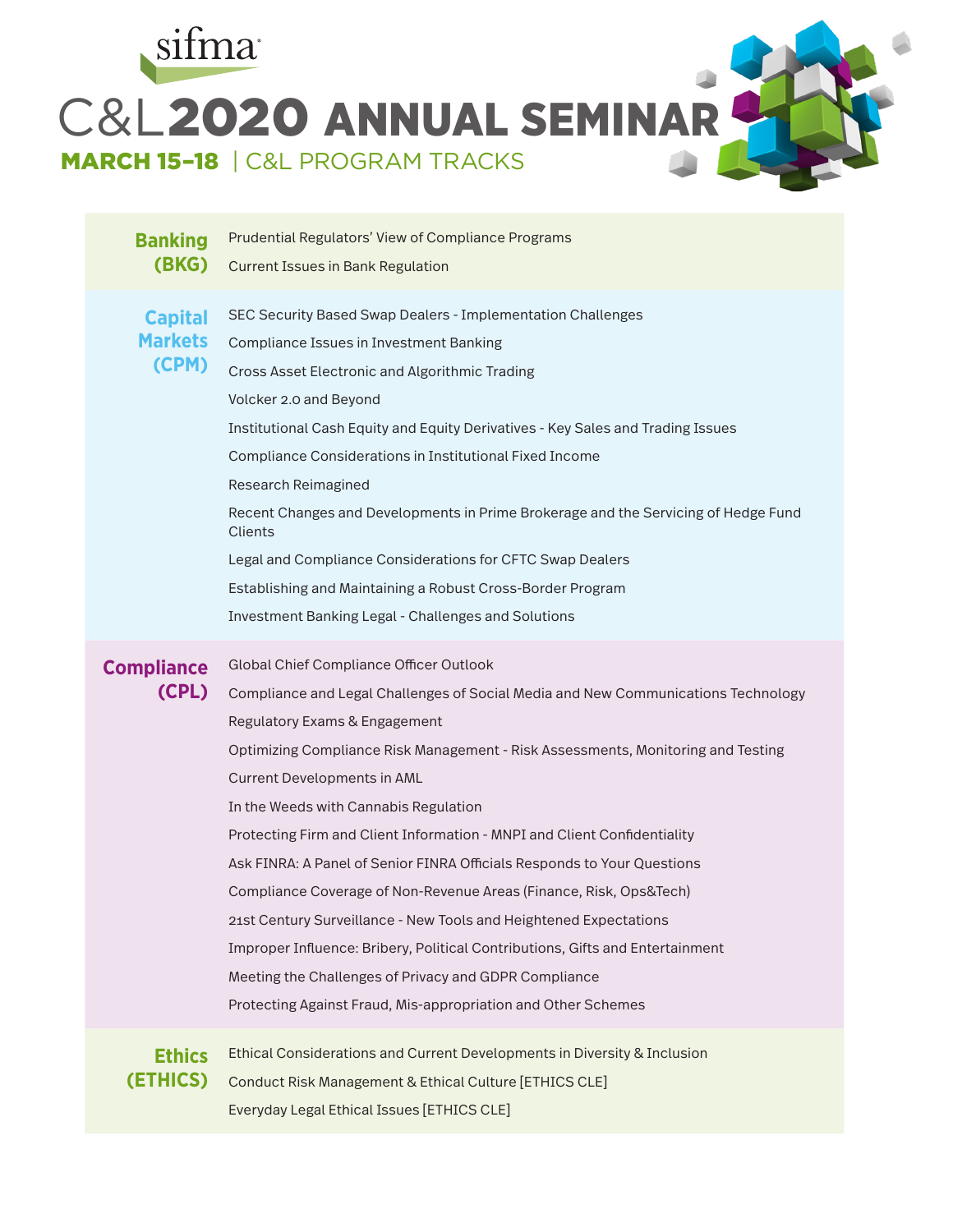sifma

# C&L2020 ANNUAL SEMINAR

**MARCH 15–18** | C&L PROGRAM TRACKS

## Banking (BKG)

- Prudential Regulators' View of Compliance Programs
- Current Issues in Bank Regulation

## Capital Markets (CPM)

- SEC Security Based Swap Dealers - Implementation Challenges
- Compliance Issues in Investment Banking
- Cross Asset Electronic and Algorithmic Trading
- Volcker 2.0 and Beyond
- Institutional Cash Equity and Equity Derivatives - Key Sales and Trading Issues
- Compliance Considerations in Institutional Fixed Income
- Research Reimagined
- Recent Changes and Developments in Prime Brokerage and the Servicing of Hedge Fund Clients
- Legal and Compliance Considerations for CFTC Swap Dealers
- Establishing and Maintaining a Robust Cross-Border Program
- Investment Banking Legal - Challenges and Solutions

## Compliance (CPL)

- Global Chief Compliance Officer Outlook
- Compliance and Legal Challenges of Social Media and New Communications Technology
- Regulatory Exams & Engagement
- Optimizing Compliance Risk Management - Risk Assessments, Monitoring and Testing
- Current Developments in AML
- In the Weeds with Cannabis Regulation
- Protecting Firm and Client Information - MNPI and Client Confidentiality
- Ask FINRA: A Panel of Senior FINRA Officials Responds to Your Questions
- Compliance Coverage of Non-Revenue Areas (Finance, Risk, Ops&Tech)
- 21st Century Surveillance - New Tools and Heightened Expectations
- Improper Influence: Bribery, Political Contributions, Gifts and Entertainment
- Meeting the Challenges of Privacy and GDPR Compliance
- Protecting Against Fraud, Mis-appropriation and Other Schemes

## Ethics (ETHICS)

- Ethical Considerations and Current Developments in Diversity & Inclusion
- Conduct Risk Management & Ethical Culture [ETHICS CLE]
- Everyday Legal Ethical Issues [ETHICS CLE]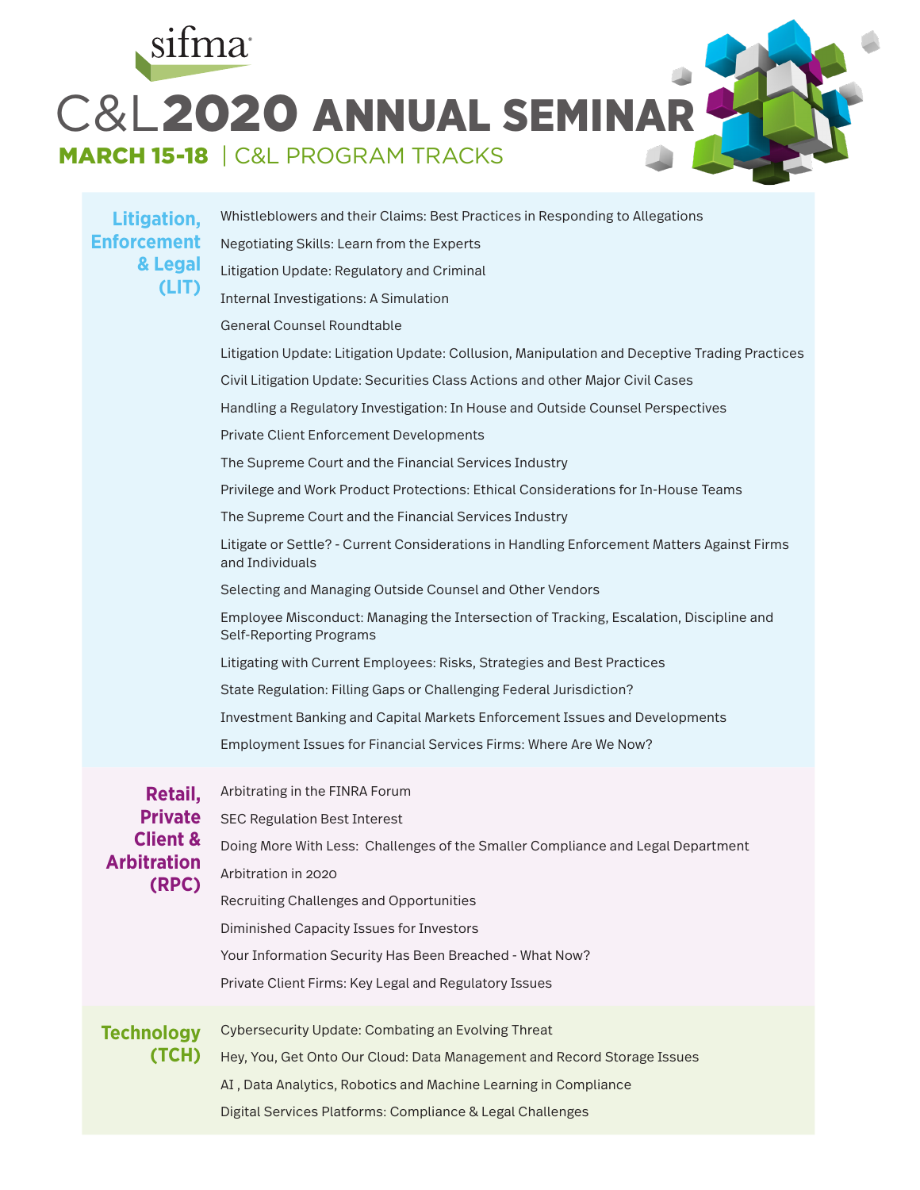sifma

# C&L 2020 ANNUAL SEMINAR

**MARCH 15-18** | C&L PROGRAM TRACKS

## Litigation, Enforcement & Legal (LIT)

- Whistleblowers and their Claims: Best Practices in Responding to Allegations
- Negotiating Skills: Learn from the Experts
- Litigation Update: Regulatory and Criminal
- Internal Investigations: A Simulation
- General Counsel Roundtable
- Litigation Update: Litigation Update: Collusion, Manipulation and Deceptive Trading Practices
- Civil Litigation Update: Securities Class Actions and other Major Civil Cases
- Handling a Regulatory Investigation: In House and Outside Counsel Perspectives
- Private Client Enforcement Developments
- The Supreme Court and the Financial Services Industry
- Privilege and Work Product Protections: Ethical Considerations for In-House Teams
- The Supreme Court and the Financial Services Industry
- Litigate or Settle? - Current Considerations in Handling Enforcement Matters Against Firms and Individuals
- Selecting and Managing Outside Counsel and Other Vendors
- Employee Misconduct: Managing the Intersection of Tracking, Escalation, Discipline and Self-Reporting Programs
- Litigating with Current Employees: Risks, Strategies and Best Practices
- State Regulation: Filling Gaps or Challenging Federal Jurisdiction?
- Investment Banking and Capital Markets Enforcement Issues and Developments
- Employment Issues for Financial Services Firms: Where Are We Now?

## Retail, Private Client & Arbitration (RPC)

- Arbitrating in the FINRA Forum
- SEC Regulation Best Interest
- Doing More With Less: Challenges of the Smaller Compliance and Legal Department
- Arbitration in 2020
- Recruiting Challenges and Opportunities
- Diminished Capacity Issues for Investors
- Your Information Security Has Been Breached - What Now?
- Private Client Firms: Key Legal and Regulatory Issues

## Technology (TCH)

- Cybersecurity Update: Combating an Evolving Threat
- Hey, You, Get Onto Our Cloud: Data Management and Record Storage Issues
- AI , Data Analytics, Robotics and Machine Learning in Compliance
- Digital Services Platforms: Compliance & Legal Challenges